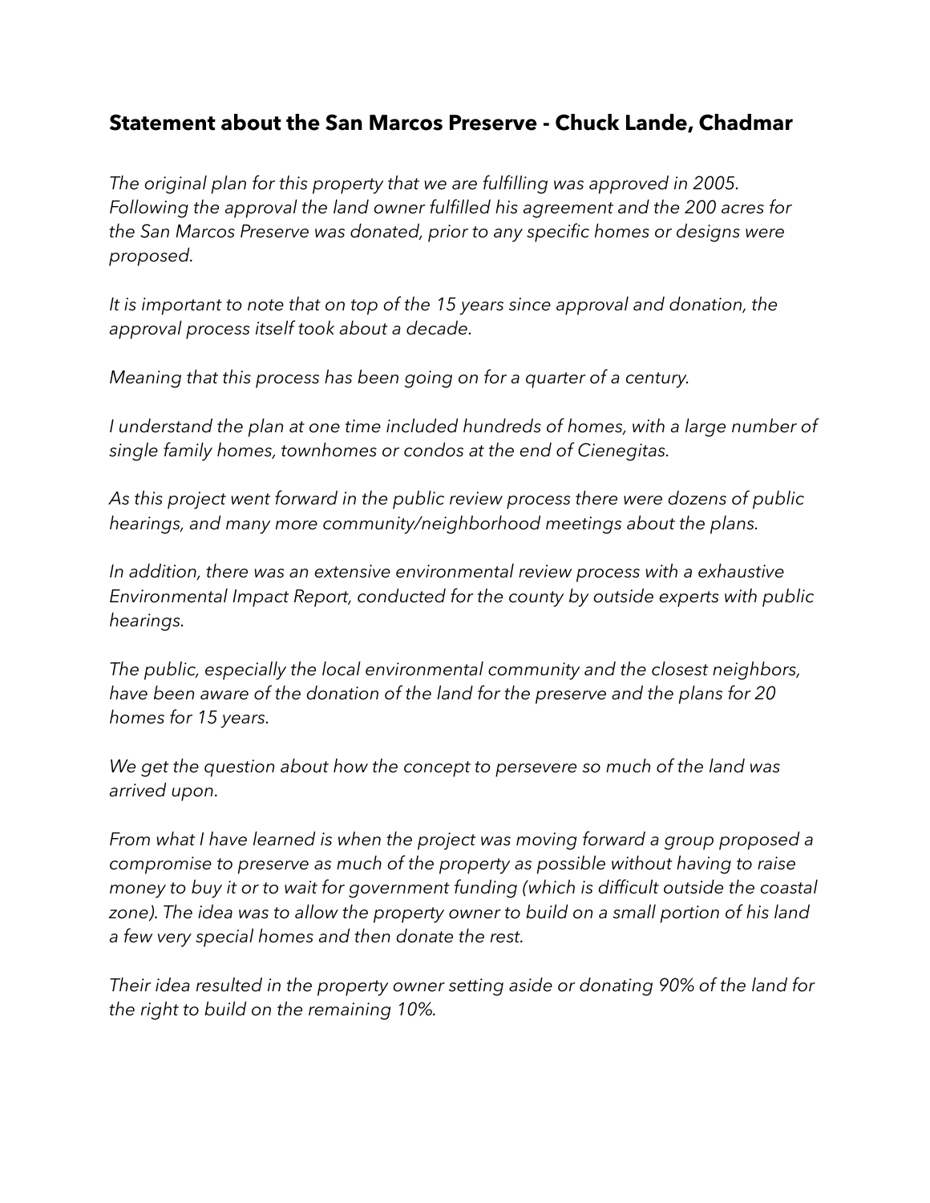## **Statement about the San Marcos Preserve - Chuck Lande, Chadmar**

*The original plan for this property that we are fulfilling was approved in 2005. Following the approval the land owner fulfilled his agreement and the 200 acres for the San Marcos Preserve was donated, prior to any specific homes or designs were proposed.*

*It is important to note that on top of the 15 years since approval and donation, the approval process itself took about a decade.*

*Meaning that this process has been going on for a quarter of a century.*

*I understand the plan at one time included hundreds of homes, with a large number of single family homes, townhomes or condos at the end of Cienegitas.*

*As this project went forward in the public review process there were dozens of public hearings, and many more community/neighborhood meetings about the plans.*

*In addition, there was an extensive environmental review process with a exhaustive Environmental Impact Report, conducted for the county by outside experts with public hearings.*

*The public, especially the local environmental community and the closest neighbors, have been aware of the donation of the land for the preserve and the plans for 20 homes for 15 years.*

*We get the question about how the concept to persevere so much of the land was arrived upon.*

*From what I have learned is when the project was moving forward a group proposed a compromise to preserve as much of the property as possible without having to raise money to buy it or to wait for government funding (which is difficult outside the coastal zone). The idea was to allow the property owner to build on a small portion of his land a few very special homes and then donate the rest.*

*Their idea resulted in the property owner setting aside or donating 90% of the land for the right to build on the remaining 10%.*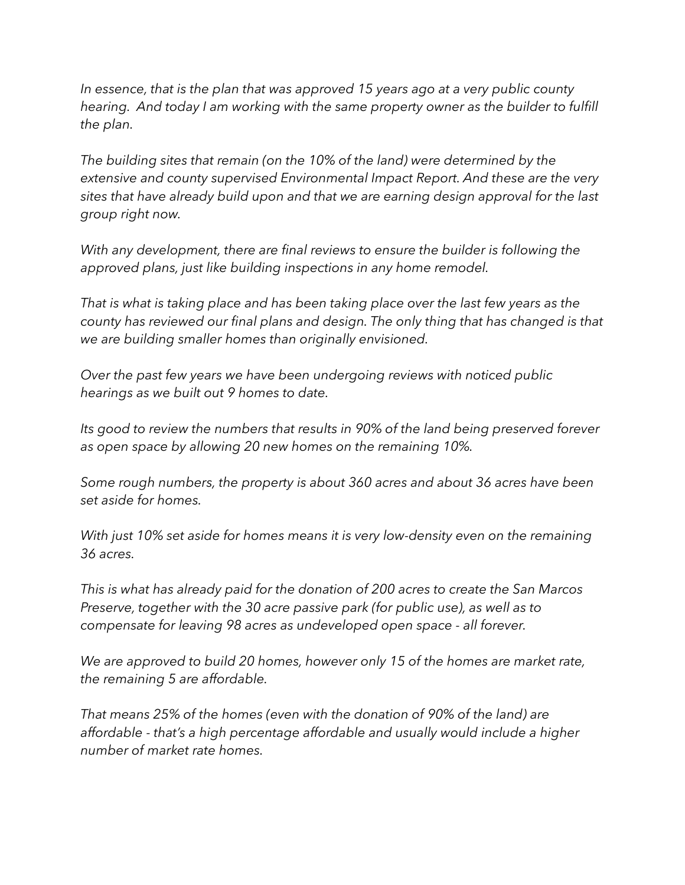*In essence, that is the plan that was approved 15 years ago at a very public county hearing. And today I am working with the same property owner as the builder to fulfill the plan.*

*The building sites that remain (on the 10% of the land) were determined by the extensive and county supervised Environmental Impact Report. And these are the very sites that have already build upon and that we are earning design approval for the last group right now.*

*With any development, there are final reviews to ensure the builder is following the approved plans, just like building inspections in any home remodel.*

*That is what is taking place and has been taking place over the last few years as the county has reviewed our final plans and design. The only thing that has changed is that we are building smaller homes than originally envisioned.*

*Over the past few years we have been undergoing reviews with noticed public hearings as we built out 9 homes to date.*

*Its good to review the numbers that results in 90% of the land being preserved forever as open space by allowing 20 new homes on the remaining 10%.*

*Some rough numbers, the property is about 360 acres and about 36 acres have been set aside for homes.*

*With just 10% set aside for homes means it is very low-density even on the remaining 36 acres.*

*This is what has already paid for the donation of 200 acres to create the San Marcos Preserve, together with the 30 acre passive park (for public use), as well as to compensate for leaving 98 acres as undeveloped open space - all forever.*

*We are approved to build 20 homes, however only 15 of the homes are market rate, the remaining 5 are affordable.*

*That means 25% of the homes (even with the donation of 90% of the land) are affordable - that's a high percentage affordable and usually would include a higher number of market rate homes.*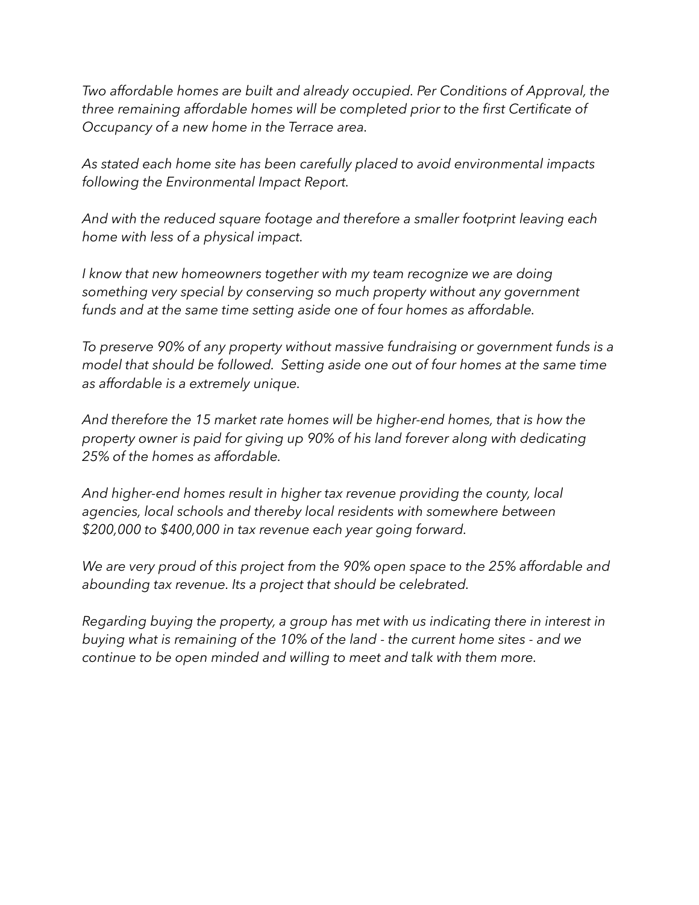*Two affordable homes are built and already occupied. Per Conditions of Approval, the three remaining affordable homes will be completed prior to the first Certificate of Occupancy of a new home in the Terrace area.*

*As stated each home site has been carefully placed to avoid environmental impacts following the Environmental Impact Report.*

*And with the reduced square footage and therefore a smaller footprint leaving each home with less of a physical impact.*

*I know that new homeowners together with my team recognize we are doing something very special by conserving so much property without any government funds and at the same time setting aside one of four homes as affordable.*

*To preserve 90% of any property without massive fundraising or government funds is a model that should be followed. Setting aside one out of four homes at the same time as affordable is a extremely unique.*

*And therefore the 15 market rate homes will be higher-end homes, that is how the property owner is paid for giving up 90% of his land forever along with dedicating 25% of the homes as affordable.*

*And higher-end homes result in higher tax revenue providing the county, local agencies, local schools and thereby local residents with somewhere between $200,000 to $400,000 in tax revenue each year going forward.*

*We are very proud of this project from the 90% open space to the 25% affordable and abounding tax revenue. Its a project that should be celebrated.*

*Regarding buying the property, a group has met with us indicating there in interest in buying what is remaining of the 10% of the land - the current home sites - and we continue to be open minded and willing to meet and talk with them more.*